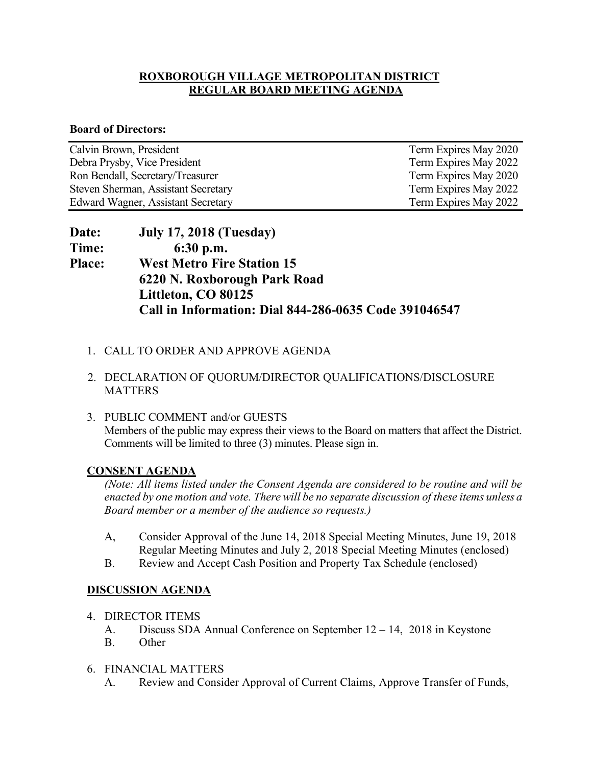# ROXBOROUGH VILLAGE METROPOLITAN DISTRICT
# REGULAR BOARD MEETING AGENDA

**Board of Directors:**

| | |
|---|---|
| Calvin Brown, President | Term Expires May 2020 |
| Debra Prysby, Vice President | Term Expires May 2022 |
| Ron Bendall, Secretary/Treasurer | Term Expires May 2020 |
| Steven Sherman, Assistant Secretary | Term Expires May 2022 |
| Edward Wagner, Assistant Secretary | Term Expires May 2022 |

**Date:** **July 17, 2018 (Tuesday)**
**Time:** **6:30 p.m.**
**Place:** **West Metro Fire Station 15**
**6220 N. Roxborough Park Road**
**Littleton, CO 80125**
**Call in Information: Dial 844-286-0635 Code 391046547**

1. CALL TO ORDER AND APPROVE AGENDA

2. DECLARATION OF QUORUM/DIRECTOR QUALIFICATIONS/DISCLOSURE MATTERS

3. PUBLIC COMMENT and/or GUESTS
   Members of the public may express their views to the Board on matters that affect the District. Comments will be limited to three (3) minutes. Please sign in.

**CONSENT AGENDA**

*(Note: All items listed under the Consent Agenda are considered to be routine and will be enacted by one motion and vote. There will be no separate discussion of these items unless a Board member or a member of the audience so requests.)*

A, Consider Approval of the June 14, 2018 Special Meeting Minutes, June 19, 2018 Regular Meeting Minutes and July 2, 2018 Special Meeting Minutes (enclosed)

B. Review and Accept Cash Position and Property Tax Schedule (enclosed)

**DISCUSSION AGENDA**

4. DIRECTOR ITEMS
   A. Discuss SDA Annual Conference on September 12 – 14, 2018 in Keystone
   B. Other

6. FINANCIAL MATTERS
   A. Review and Consider Approval of Current Claims, Approve Transfer of Funds,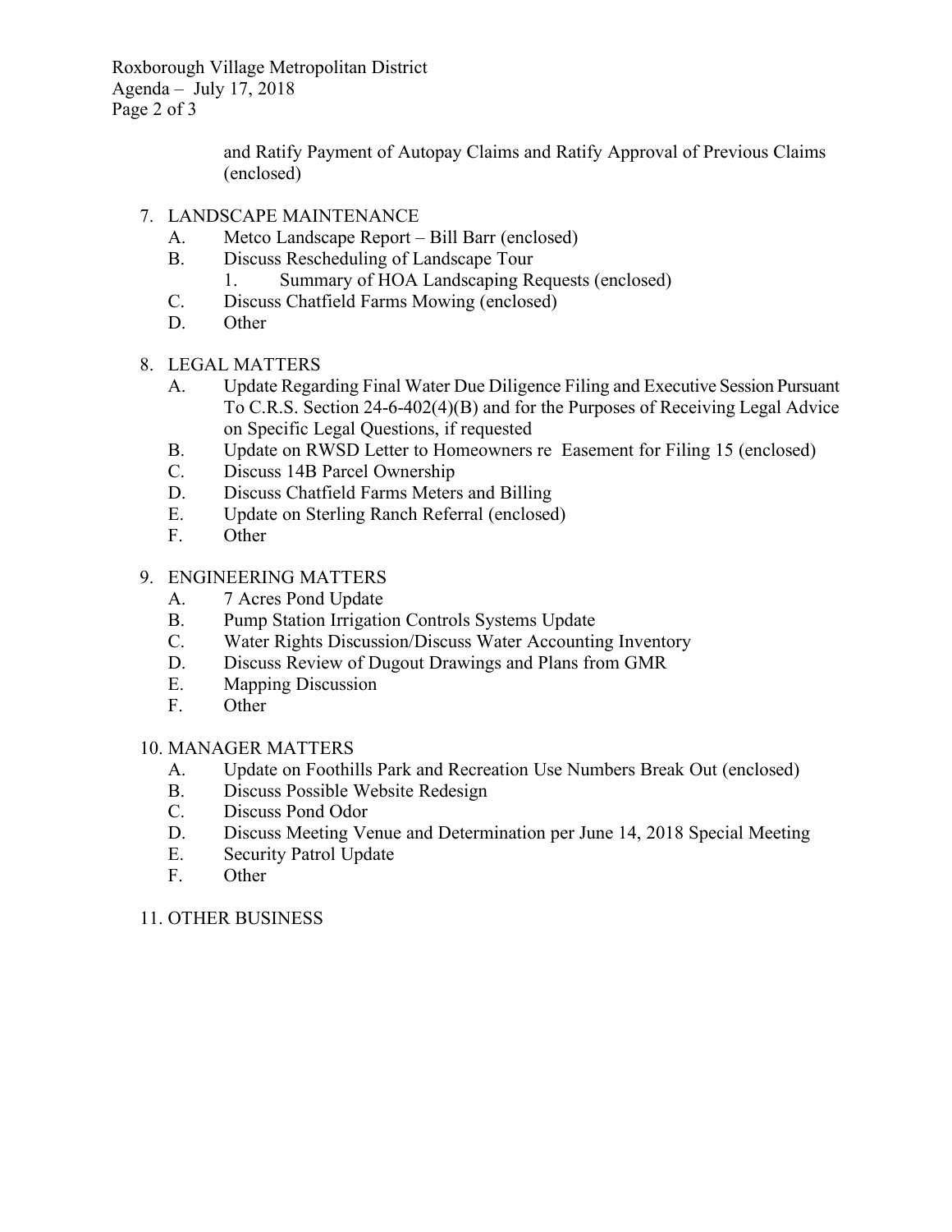and Ratify Payment of Autopay Claims and Ratify Approval of Previous Claims (enclosed)

7. LANDSCAPE MAINTENANCE
   - A. Metco Landscape Report – Bill Barr (enclosed)
   - B. Discuss Rescheduling of Landscape Tour
     1. Summary of HOA Landscaping Requests (enclosed)
   - C. Discuss Chatfield Farms Mowing (enclosed)
   - D. Other

8. LEGAL MATTERS
   - A. Update Regarding Final Water Due Diligence Filing and Executive Session Pursuant To C.R.S. Section 24-6-402(4)(B) and for the Purposes of Receiving Legal Advice on Specific Legal Questions, if requested
   - B. Update on RWSD Letter to Homeowners re Easement for Filing 15 (enclosed)
   - C. Discuss 14B Parcel Ownership
   - D. Discuss Chatfield Farms Meters and Billing
   - E. Update on Sterling Ranch Referral (enclosed)
   - F. Other

9. ENGINEERING MATTERS
   - A. 7 Acres Pond Update
   - B. Pump Station Irrigation Controls Systems Update
   - C. Water Rights Discussion/Discuss Water Accounting Inventory
   - D. Discuss Review of Dugout Drawings and Plans from GMR
   - E. Mapping Discussion
   - F. Other

10. MANAGER MATTERS
    - A. Update on Foothills Park and Recreation Use Numbers Break Out (enclosed)
    - B. Discuss Possible Website Redesign
    - C. Discuss Pond Odor
    - D. Discuss Meeting Venue and Determination per June 14, 2018 Special Meeting
    - E. Security Patrol Update
    - F. Other

11. OTHER BUSINESS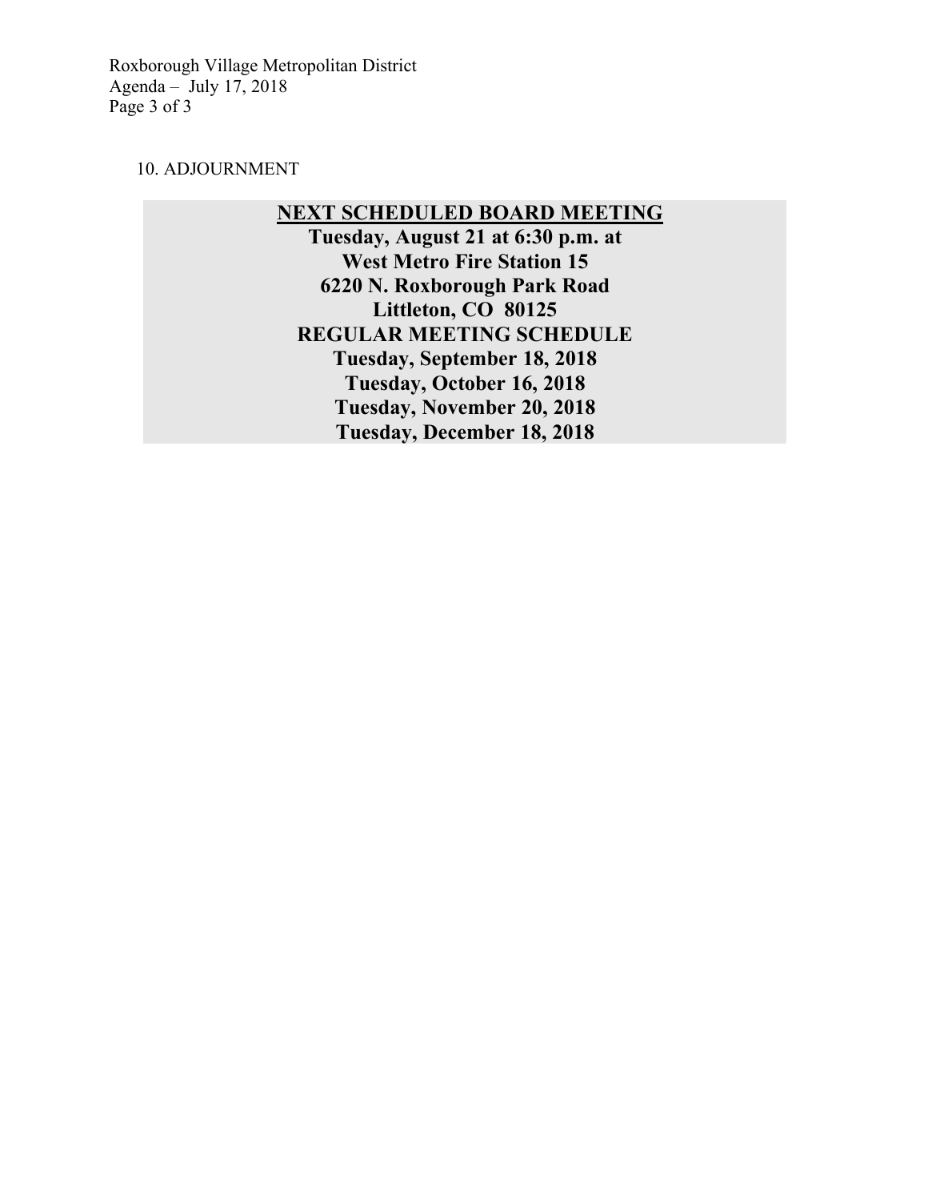10. ADJOURNMENT

**NEXT SCHEDULED BOARD MEETING**

**Tuesday, August 21 at 6:30 p.m. at**
**West Metro Fire Station 15**
**6220 N. Roxborough Park Road**
**Littleton, CO 80125**

**REGULAR MEETING SCHEDULE**

**Tuesday, September 18, 2018**
**Tuesday, October 16, 2018**
**Tuesday, November 20, 2018**
**Tuesday, December 18, 2018**